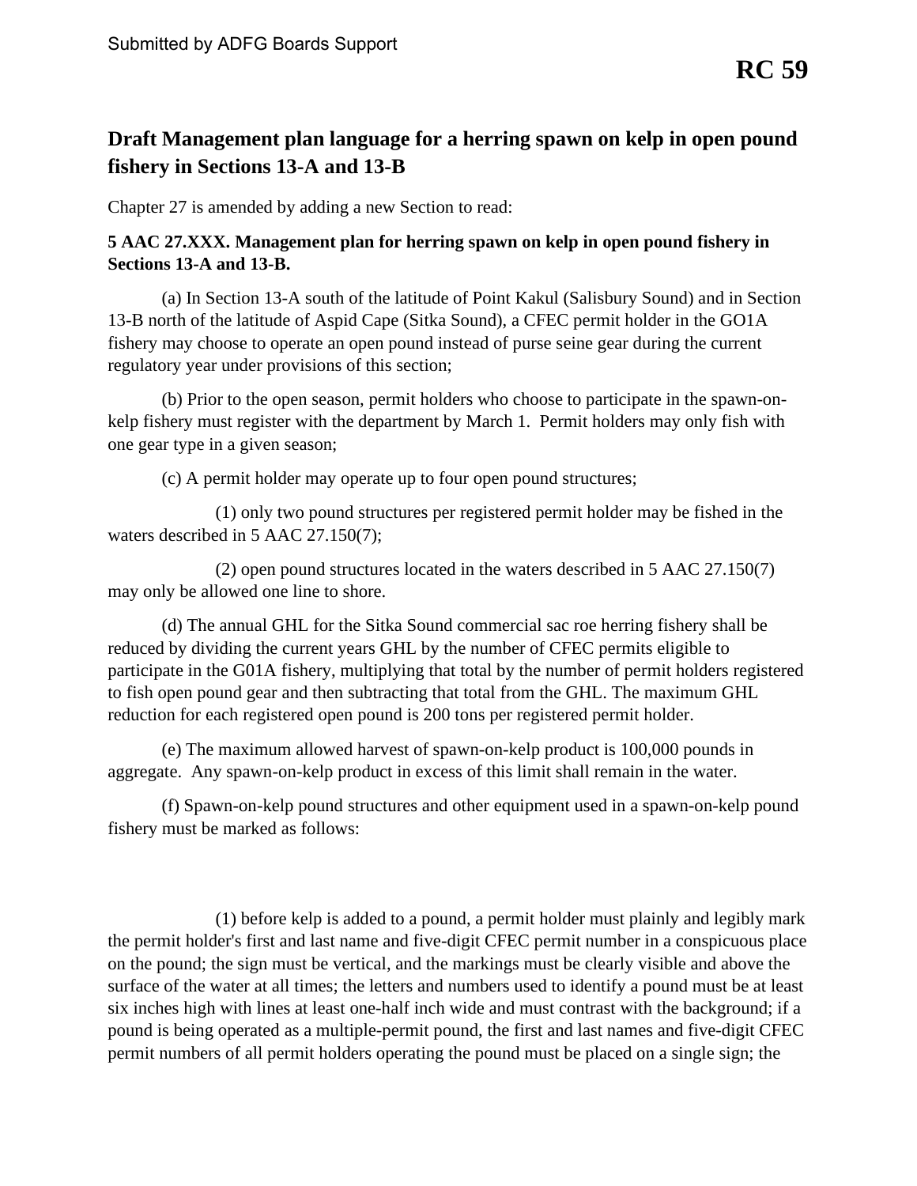Submitted by ADFG Boards Support

**RC 59**

## Draft Management plan language for a herring spawn on kelp in open pound fishery in Sections 13-A and 13-B

Chapter 27 is amended by adding a new Section to read:

**5 AAC 27.XXX. Management plan for herring spawn on kelp in open pound fishery in Sections 13-A and 13-B.**

(a) In Section 13-A south of the latitude of Point Kakul (Salisbury Sound) and in Section 13-B north of the latitude of Aspid Cape (Sitka Sound), a CFEC permit holder in the GO1A fishery may choose to operate an open pound instead of purse seine gear during the current regulatory year under provisions of this section;

(b) Prior to the open season, permit holders who choose to participate in the spawn-on-kelp fishery must register with the department by March 1. Permit holders may only fish with one gear type in a given season;

(c) A permit holder may operate up to four open pound structures;

(1) only two pound structures per registered permit holder may be fished in the waters described in 5 AAC 27.150(7);

(2) open pound structures located in the waters described in 5 AAC 27.150(7) may only be allowed one line to shore.

(d) The annual GHL for the Sitka Sound commercial sac roe herring fishery shall be reduced by dividing the current years GHL by the number of CFEC permits eligible to participate in the G01A fishery, multiplying that total by the number of permit holders registered to fish open pound gear and then subtracting that total from the GHL. The maximum GHL reduction for each registered open pound is 200 tons per registered permit holder.

(e) The maximum allowed harvest of spawn-on-kelp product is 100,000 pounds in aggregate. Any spawn-on-kelp product in excess of this limit shall remain in the water.

(f) Spawn-on-kelp pound structures and other equipment used in a spawn-on-kelp pound fishery must be marked as follows:

(1) before kelp is added to a pound, a permit holder must plainly and legibly mark the permit holder's first and last name and five-digit CFEC permit number in a conspicuous place on the pound; the sign must be vertical, and the markings must be clearly visible and above the surface of the water at all times; the letters and numbers used to identify a pound must be at least six inches high with lines at least one-half inch wide and must contrast with the background; if a pound is being operated as a multiple-permit pound, the first and last names and five-digit CFEC permit numbers of all permit holders operating the pound must be placed on a single sign; the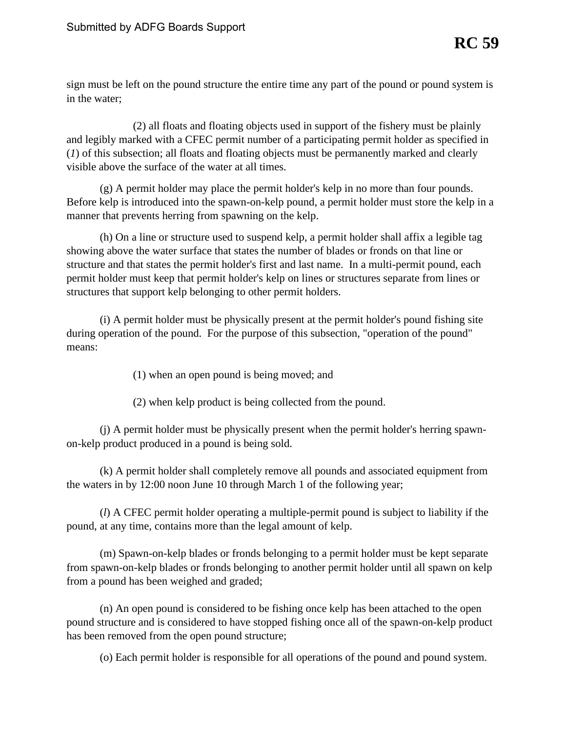sign must be left on the pound structure the entire time any part of the pound or pound system is in the water;

(2) all floats and floating objects used in support of the fishery must be plainly and legibly marked with a CFEC permit number of a participating permit holder as specified in (*1*) of this subsection; all floats and floating objects must be permanently marked and clearly visible above the surface of the water at all times.

(g) A permit holder may place the permit holder's kelp in no more than four pounds. Before kelp is introduced into the spawn-on-kelp pound, a permit holder must store the kelp in a manner that prevents herring from spawning on the kelp.

(h) On a line or structure used to suspend kelp, a permit holder shall affix a legible tag showing above the water surface that states the number of blades or fronds on that line or structure and that states the permit holder's first and last name. In a multi-permit pound, each permit holder must keep that permit holder's kelp on lines or structures separate from lines or structures that support kelp belonging to other permit holders.

(i) A permit holder must be physically present at the permit holder's pound fishing site during operation of the pound. For the purpose of this subsection, "operation of the pound" means:

(1) when an open pound is being moved; and

(2) when kelp product is being collected from the pound.

(j) A permit holder must be physically present when the permit holder's herring spawn-on-kelp product produced in a pound is being sold.

(k) A permit holder shall completely remove all pounds and associated equipment from the waters in by 12:00 noon June 10 through March 1 of the following year;

(*l*) A CFEC permit holder operating a multiple-permit pound is subject to liability if the pound, at any time, contains more than the legal amount of kelp.

(m) Spawn-on-kelp blades or fronds belonging to a permit holder must be kept separate from spawn-on-kelp blades or fronds belonging to another permit holder until all spawn on kelp from a pound has been weighed and graded;

(n) An open pound is considered to be fishing once kelp has been attached to the open pound structure and is considered to have stopped fishing once all of the spawn-on-kelp product has been removed from the open pound structure;

(o) Each permit holder is responsible for all operations of the pound and pound system.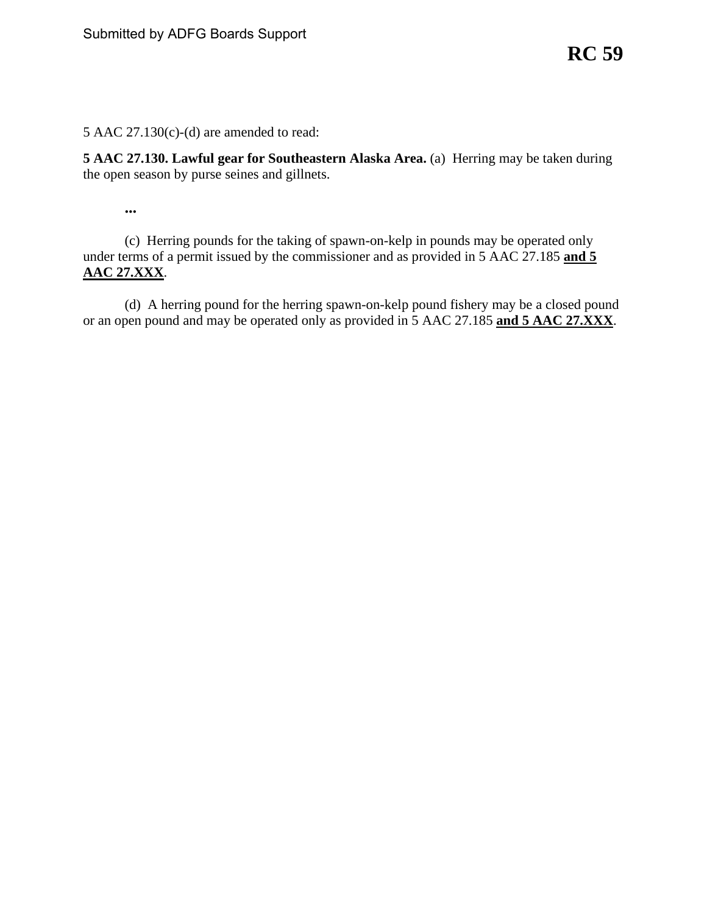Submitted by ADFG Boards Support

**RC 59**

5 AAC 27.130(c)-(d) are amended to read:

**5 AAC 27.130. Lawful gear for Southeastern Alaska Area.** (a) Herring may be taken during the open season by purse seines and gillnets.

**...**

(c) Herring pounds for the taking of spawn-on-kelp in pounds may be operated only under terms of a permit issued by the commissioner and as provided in 5 AAC 27.185 <u>**and 5 AAC 27.XXX**</u>.

(d) A herring pound for the herring spawn-on-kelp pound fishery may be a closed pound or an open pound and may be operated only as provided in 5 AAC 27.185 <u>**and 5 AAC 27.XXX**</u>.